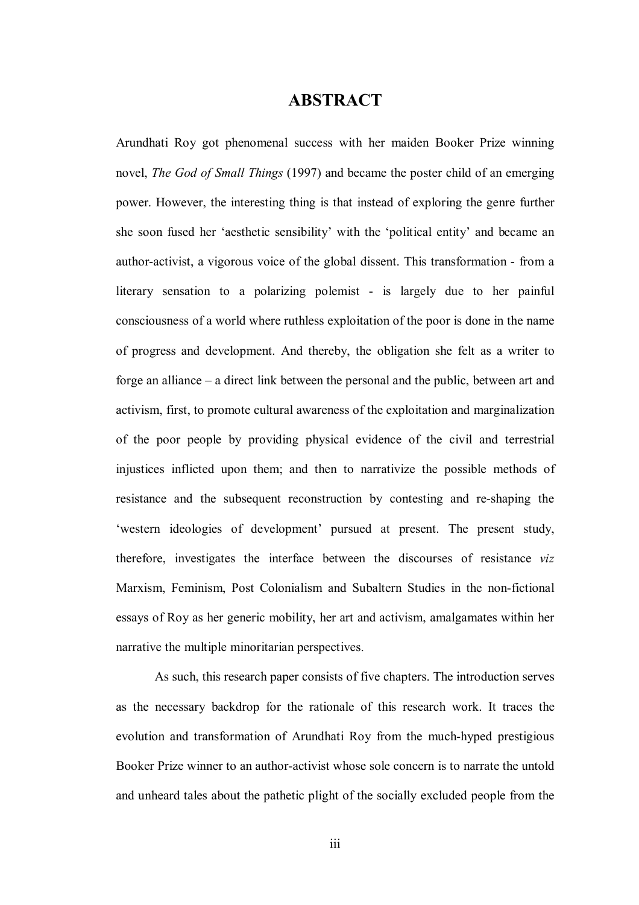# ABSTRACT

Arundhati Roy got phenomenal success with her maiden Booker Prize winning novel, *The God of Small Things* (1997) and became the poster child of an emerging power. However, the interesting thing is that instead of exploring the genre further she soon fused her 'aesthetic sensibility' with the 'political entity' and became an author-activist, a vigorous voice of the global dissent. This transformation - from a literary sensation to a polarizing polemist - is largely due to her painful consciousness of a world where ruthless exploitation of the poor is done in the name of progress and development. And thereby, the obligation she felt as a writer to forge an alliance – a direct link between the personal and the public, between art and activism, first, to promote cultural awareness of the exploitation and marginalization of the poor people by providing physical evidence of the civil and terrestrial injustices inflicted upon them; and then to narrativize the possible methods of resistance and the subsequent reconstruction by contesting and re-shaping the 'western ideologies of development' pursued at present. The present study, therefore, investigates the interface between the discourses of resistance *viz* Marxism, Feminism, Post Colonialism and Subaltern Studies in the non-fictional essays of Roy as her generic mobility, her art and activism, amalgamates within her narrative the multiple minoritarian perspectives.

As such, this research paper consists of five chapters. The introduction serves as the necessary backdrop for the rationale of this research work. It traces the evolution and transformation of Arundhati Roy from the much-hyped prestigious Booker Prize winner to an author-activist whose sole concern is to narrate the untold and unheard tales about the pathetic plight of the socially excluded people from the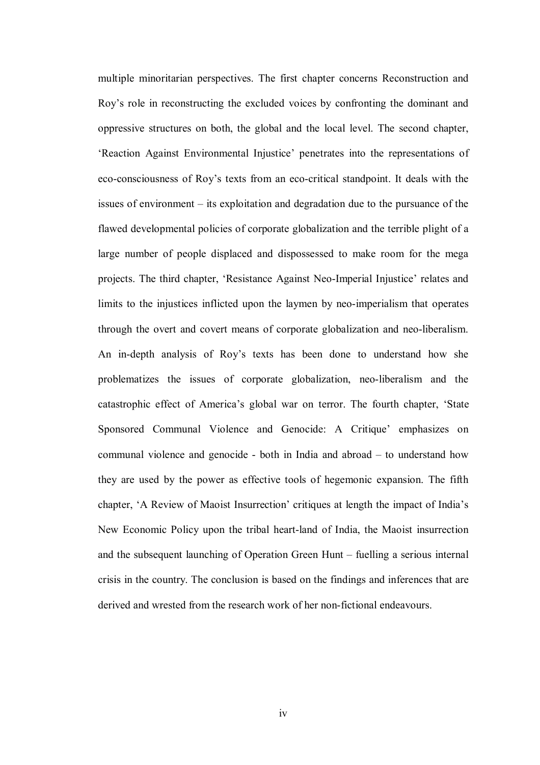multiple minoritarian perspectives. The first chapter concerns Reconstruction and Roy's role in reconstructing the excluded voices by confronting the dominant and oppressive structures on both, the global and the local level. The second chapter, 'Reaction Against Environmental Injustice' penetrates into the representations of eco-consciousness of Roy's texts from an eco-critical standpoint. It deals with the issues of environment – its exploitation and degradation due to the pursuance of the flawed developmental policies of corporate globalization and the terrible plight of a large number of people displaced and dispossessed to make room for the mega projects. The third chapter, 'Resistance Against Neo-Imperial Injustice' relates and limits to the injustices inflicted upon the laymen by neo-imperialism that operates through the overt and covert means of corporate globalization and neo-liberalism. An in-depth analysis of Roy's texts has been done to understand how she problematizes the issues of corporate globalization, neo-liberalism and the catastrophic effect of America's global war on terror. The fourth chapter, 'State Sponsored Communal Violence and Genocide: A Critique' emphasizes on communal violence and genocide - both in India and abroad – to understand how they are used by the power as effective tools of hegemonic expansion. The fifth chapter, 'A Review of Maoist Insurrection' critiques at length the impact of India's New Economic Policy upon the tribal heart-land of India, the Maoist insurrection and the subsequent launching of Operation Green Hunt – fuelling a serious internal crisis in the country. The conclusion is based on the findings and inferences that are derived and wrested from the research work of her non-fictional endeavours.